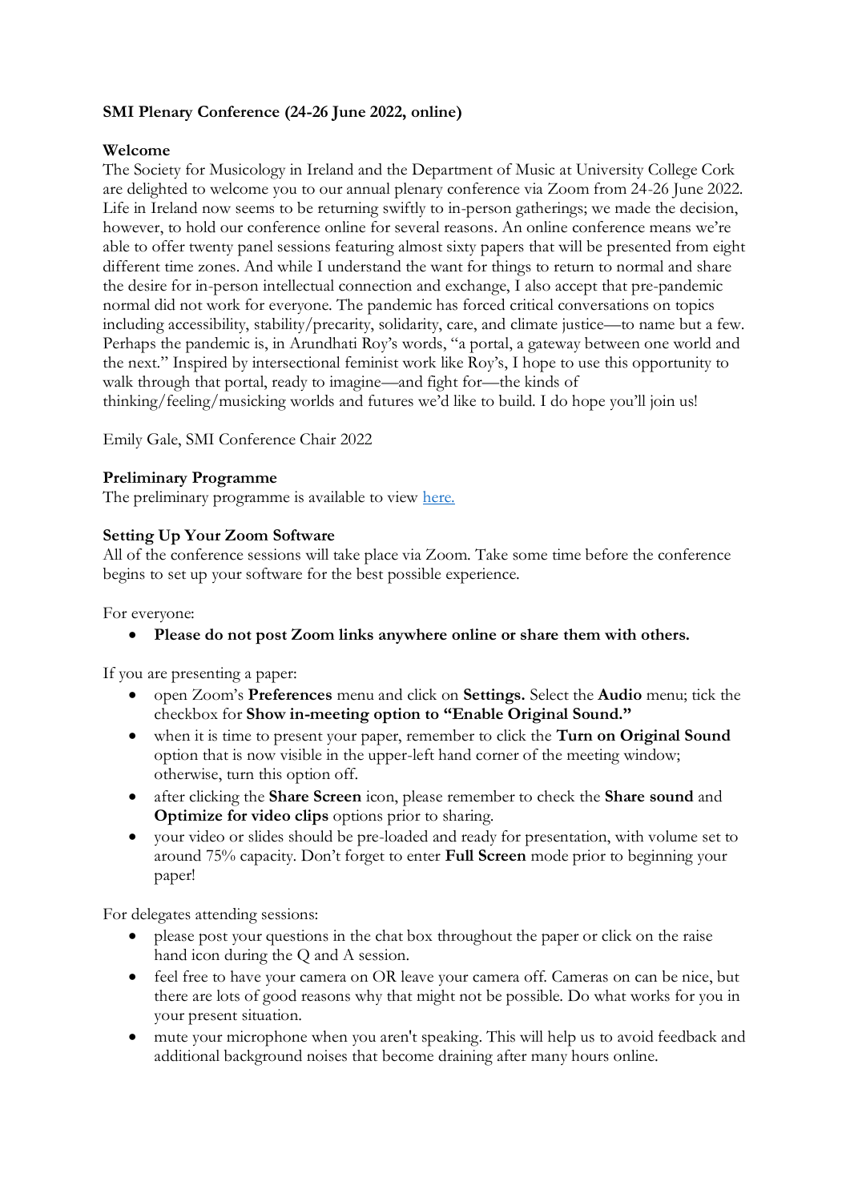**SMI Plenary Conference (24-26 June 2022, online)**

**Welcome**

The Society for Musicology in Ireland and the Department of Music at University College Cork are delighted to welcome you to our annual plenary conference via Zoom from 24-26 June 2022. Life in Ireland now seems to be returning swiftly to in-person gatherings; we made the decision, however, to hold our conference online for several reasons. An online conference means we're able to offer twenty panel sessions featuring almost sixty papers that will be presented from eight different time zones. And while I understand the want for things to return to normal and share the desire for in-person intellectual connection and exchange, I also accept that pre-pandemic normal did not work for everyone. The pandemic has forced critical conversations on topics including accessibility, stability/precarity, solidarity, care, and climate justice—to name but a few. Perhaps the pandemic is, in Arundhati Roy's words, "a portal, a gateway between one world and the next." Inspired by intersectional feminist work like Roy's, I hope to use this opportunity to walk through that portal, ready to imagine—and fight for—the kinds of thinking/feeling/musicking worlds and futures we'd like to build. I do hope you'll join us!

Emily Gale, SMI Conference Chair 2022

**Preliminary Programme**

The preliminary programme is available to view here.

**Setting Up Your Zoom Software**

All of the conference sessions will take place via Zoom. Take some time before the conference begins to set up your software for the best possible experience.

For everyone:

- **Please do not post Zoom links anywhere online or share them with others.**

If you are presenting a paper:

- open Zoom's **Preferences** menu and click on **Settings.** Select the **Audio** menu; tick the checkbox for **Show in-meeting option to "Enable Original Sound."**
- when it is time to present your paper, remember to click the **Turn on Original Sound** option that is now visible in the upper-left hand corner of the meeting window; otherwise, turn this option off.
- after clicking the **Share Screen** icon, please remember to check the **Share sound** and **Optimize for video clips** options prior to sharing.
- your video or slides should be pre-loaded and ready for presentation, with volume set to around 75% capacity. Don't forget to enter **Full Screen** mode prior to beginning your paper!

For delegates attending sessions:

- please post your questions in the chat box throughout the paper or click on the raise hand icon during the Q and A session.
- feel free to have your camera on OR leave your camera off. Cameras on can be nice, but there are lots of good reasons why that might not be possible. Do what works for you in your present situation.
- mute your microphone when you aren't speaking. This will help us to avoid feedback and additional background noises that become draining after many hours online.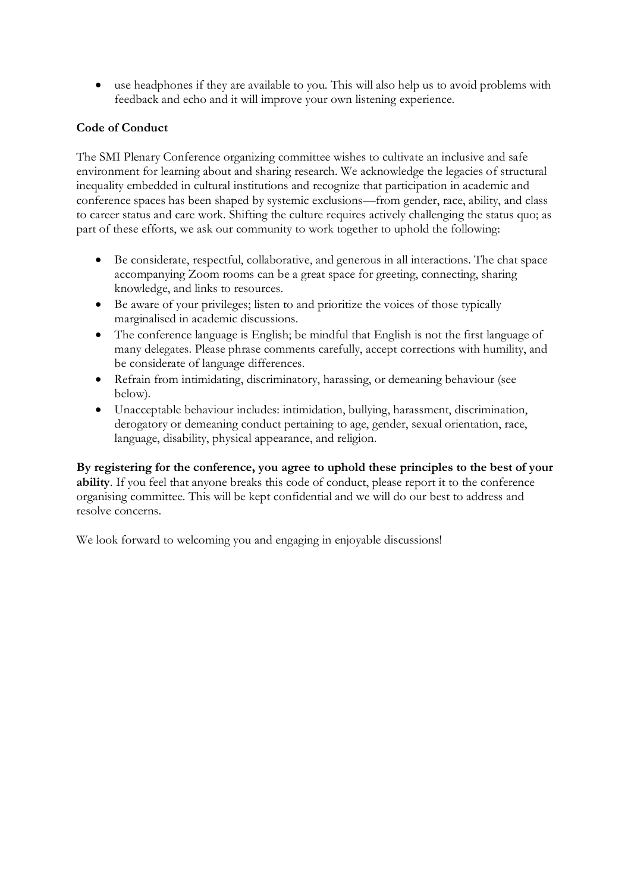- use headphones if they are available to you. This will also help us to avoid problems with feedback and echo and it will improve your own listening experience.

**Code of Conduct**

The SMI Plenary Conference organizing committee wishes to cultivate an inclusive and safe environment for learning about and sharing research. We acknowledge the legacies of structural inequality embedded in cultural institutions and recognize that participation in academic and conference spaces has been shaped by systemic exclusions—from gender, race, ability, and class to career status and care work. Shifting the culture requires actively challenging the status quo; as part of these efforts, we ask our community to work together to uphold the following:

- Be considerate, respectful, collaborative, and generous in all interactions. The chat space accompanying Zoom rooms can be a great space for greeting, connecting, sharing knowledge, and links to resources.
- Be aware of your privileges; listen to and prioritize the voices of those typically marginalised in academic discussions.
- The conference language is English; be mindful that English is not the first language of many delegates. Please phrase comments carefully, accept corrections with humility, and be considerate of language differences.
- Refrain from intimidating, discriminatory, harassing, or demeaning behaviour (see below).
- Unacceptable behaviour includes: intimidation, bullying, harassment, discrimination, derogatory or demeaning conduct pertaining to age, gender, sexual orientation, race, language, disability, physical appearance, and religion.

**By registering for the conference, you agree to uphold these principles to the best of your ability**. If you feel that anyone breaks this code of conduct, please report it to the conference organising committee. This will be kept confidential and we will do our best to address and resolve concerns.

We look forward to welcoming you and engaging in enjoyable discussions!